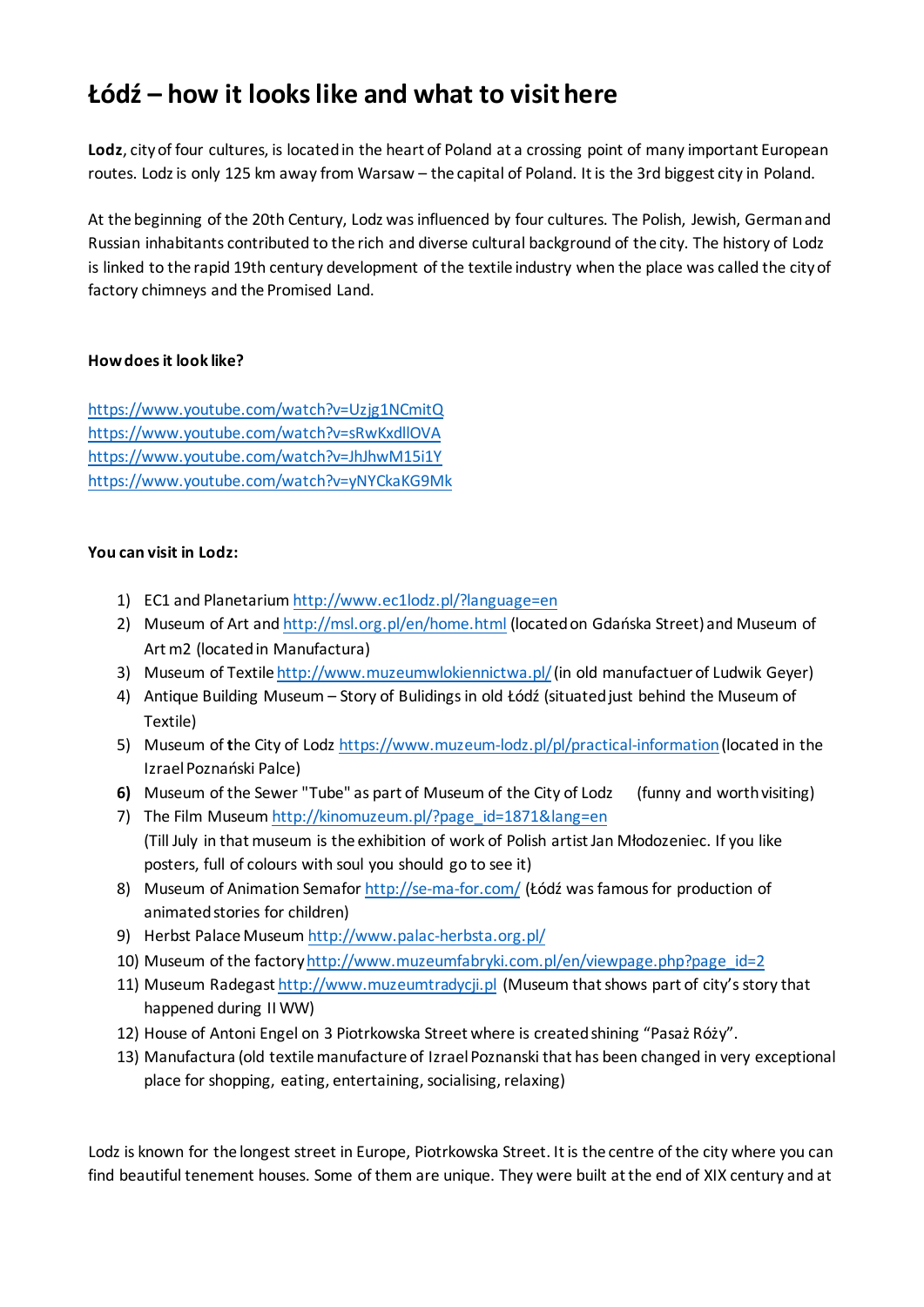# Łódź – how it looks like and what to visit here

**Lodz**, city of four cultures, is located in the heart of Poland at a crossing point of many important European routes. Lodz is only 125 km away from Warsaw – the capital of Poland. It is the 3rd biggest city in Poland.

At the beginning of the 20th Century, Lodz was influenced by four cultures. The Polish, Jewish, German and Russian inhabitants contributed to the rich and diverse cultural background of the city. The history of Lodz is linked to the rapid 19th century development of the textile industry when the place was called the city of factory chimneys and the Promised Land.

**How does it look like?**

https://www.youtube.com/watch?v=Uzjg1NCmitQ
https://www.youtube.com/watch?v=sRwKxdllOVA
https://www.youtube.com/watch?v=JhJhwM15i1Y
https://www.youtube.com/watch?v=yNYCkaKG9Mk

**You can visit in Lodz:**

1) EC1 and Planetarium http://www.ec1lodz.pl/?language=en
2) Museum of Art and http://msl.org.pl/en/home.html (located on Gdańska Street) and Museum of Art m2 (located in Manufactura)
3) Museum of Textile http://www.muzeumwlokiennictwa.pl/ (in old manufactuer of Ludwik Geyer)
4) Antique Building Museum – Story of Bulidings in old Łódź (situated just behind the Museum of Textile)
5) Museum of **t**he City of Lodz https://www.muzeum-lodz.pl/pl/practical-information (located in the Izrael Poznański Palce)
6) Museum of the Sewer "Tube" as part of Museum of the City of Lodz (funny and worth visiting)
7) The Film Museum http://kinomuzeum.pl/?page_id=1871&lang=en
   (Till July in that museum is the exhibition of work of Polish artist Jan Młodozeniec. If you like posters, full of colours with soul you should go to see it)
8) Museum of Animation Semafor http://se-ma-for.com/ (Łódź was famous for production of animated stories for children)
9) Herbst Palace Museum http://www.palac-herbsta.org.pl/
10) Museum of the factory http://www.muzeumfabryki.com.pl/en/viewpage.php?page_id=2
11) Museum Radegast http://www.muzeumtradycji.pl (Museum that shows part of city's story that happened during II WW)
12) House of Antoni Engel on 3 Piotrkowska Street where is created shining "Pasaż Róży".
13) Manufactura (old textile manufacture of Izrael Poznanski that has been changed in very exceptional place for shopping, eating, entertaining, socialising, relaxing)

Lodz is known for the longest street in Europe, Piotrkowska Street. It is the centre of the city where you can find beautiful tenement houses. Some of them are unique. They were built at the end of XIX century and at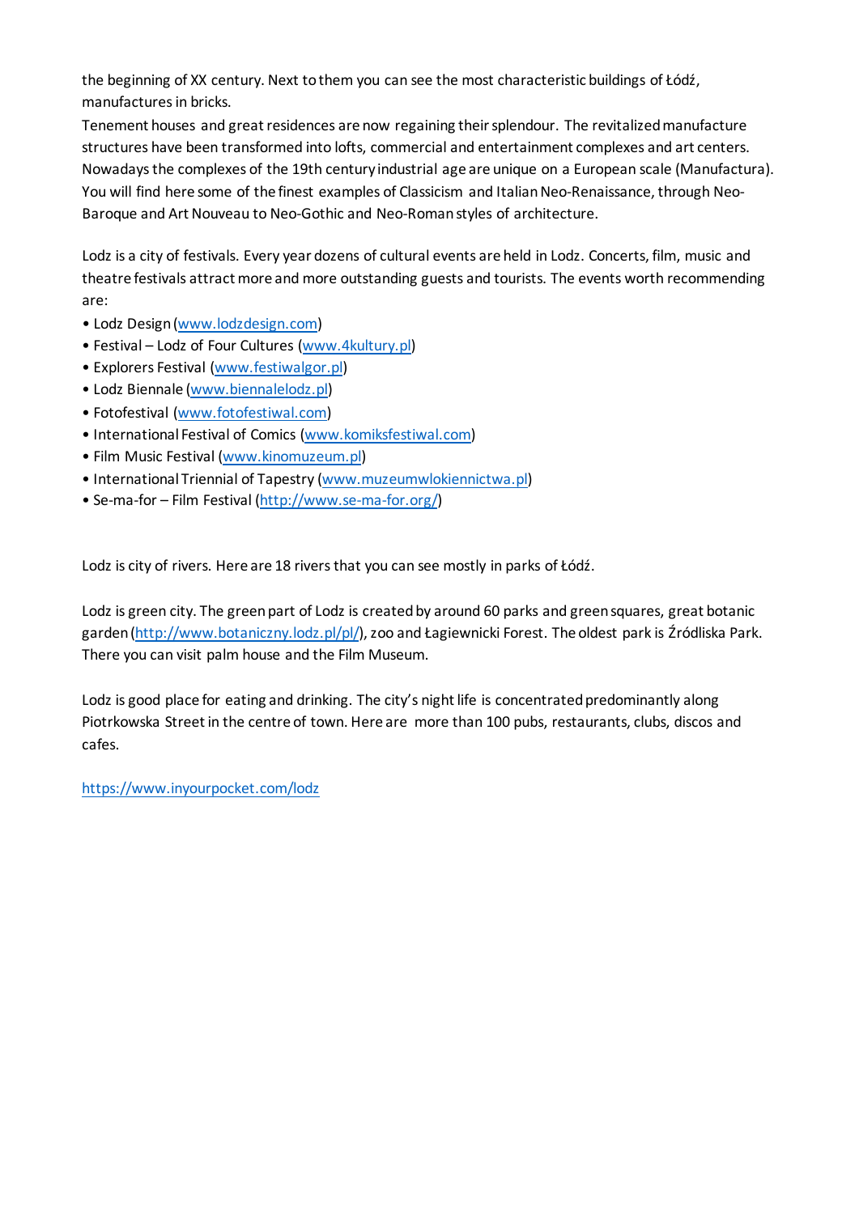the beginning of XX century. Next to them you can see the most characteristic buildings of Łódź, manufactures in bricks.
Tenement houses and great residences are now regaining their splendour. The revitalized manufacture structures have been transformed into lofts, commercial and entertainment complexes and art centers. Nowadays the complexes of the 19th century industrial age are unique on a European scale (Manufactura). You will find here some of the finest examples of Classicism and Italian Neo-Renaissance, through Neo-Baroque and Art Nouveau to Neo-Gothic and Neo-Roman styles of architecture.

Lodz is a city of festivals. Every year dozens of cultural events are held in Lodz. Concerts, film, music and theatre festivals attract more and more outstanding guests and tourists. The events worth recommending are:

- Lodz Design (www.lodzdesign.com)
- Festival – Lodz of Four Cultures (www.4kultury.pl)
- Explorers Festival (www.festiwalgor.pl)
- Lodz Biennale (www.biennalelodz.pl)
- Fotofestival (www.fotofestiwal.com)
- International Festival of Comics (www.komiksfestiwal.com)
- Film Music Festival (www.kinomuzeum.pl)
- International Triennial of Tapestry (www.muzeumwlokiennictwa.pl)
- Se-ma-for – Film Festival (http://www.se-ma-for.org/)

Lodz is city of rivers. Here are 18 rivers that you can see mostly in parks of Łódź.

Lodz is green city. The green part of Lodz is created by around 60 parks and green squares, great botanic garden (http://www.botaniczny.lodz.pl/pl/), zoo and Łagiewnicki Forest. The oldest park is Źródliska Park. There you can visit palm house and the Film Museum.

Lodz is good place for eating and drinking. The city's night life is concentrated predominantly along Piotrkowska Street in the centre of town. Here are more than 100 pubs, restaurants, clubs, discos and cafes.

https://www.inyourpocket.com/lodz